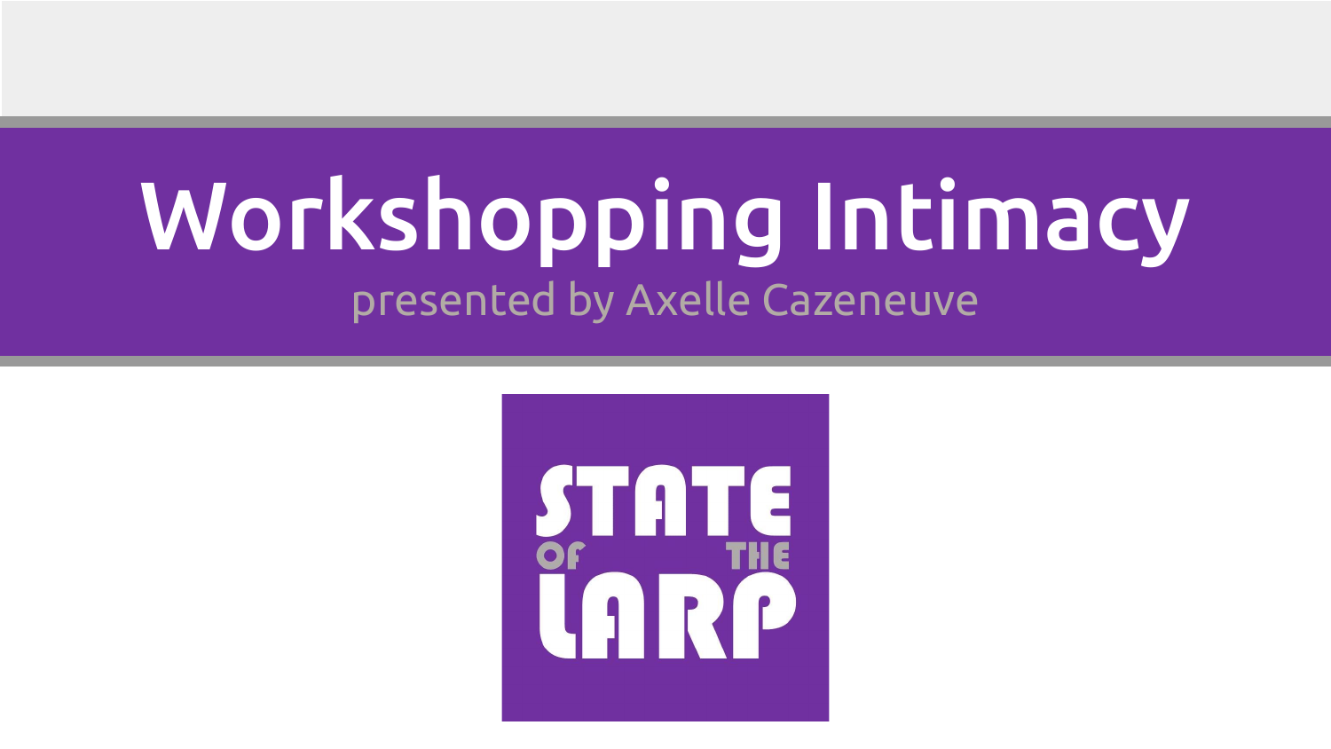# Workshopping Intimacy

presented by Axelle Cazeneuve

STATE OF THE LARP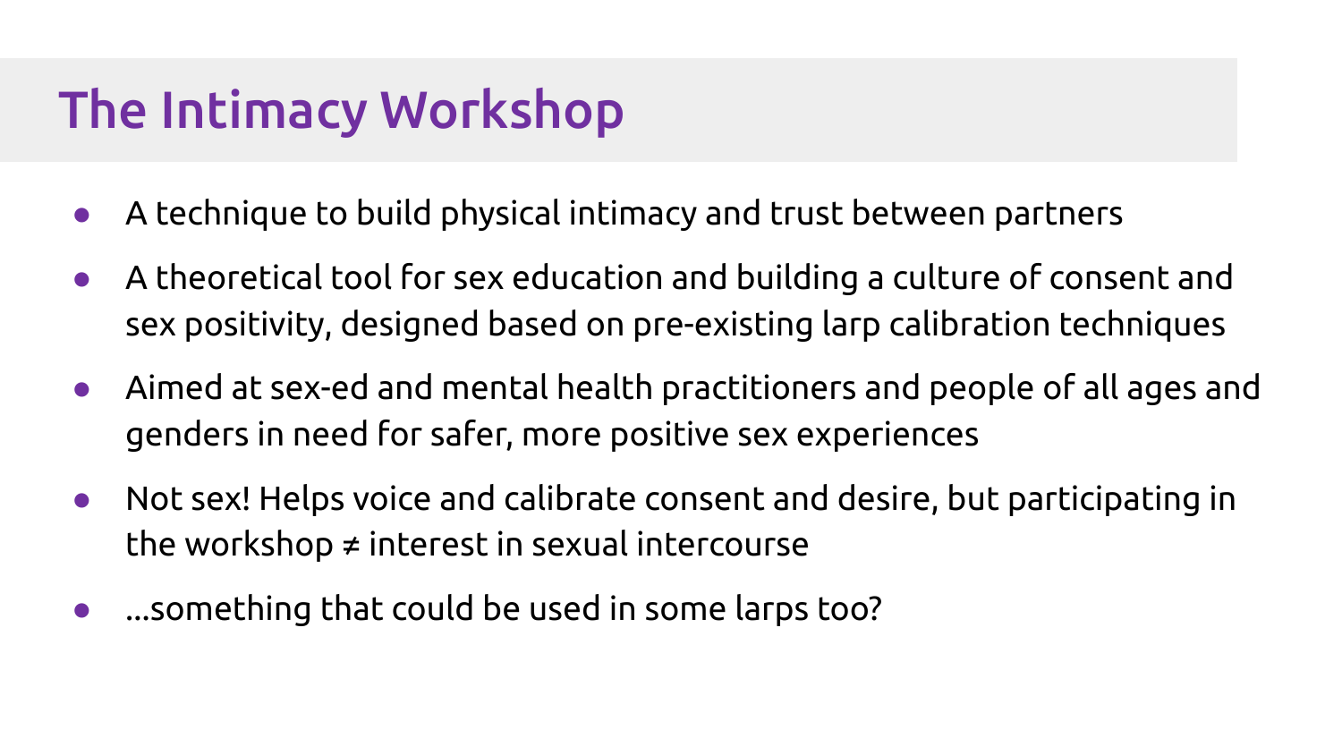# The Intimacy Workshop

- A technique to build physical intimacy and trust between partners
- A theoretical tool for sex education and building a culture of consent and sex positivity, designed based on pre-existing larp calibration techniques
- Aimed at sex-ed and mental health practitioners and people of all ages and genders in need for safer, more positive sex experiences
- Not sex! Helps voice and calibrate consent and desire, but participating in the workshop ≠ interest in sexual intercourse
- ...something that could be used in some larps too?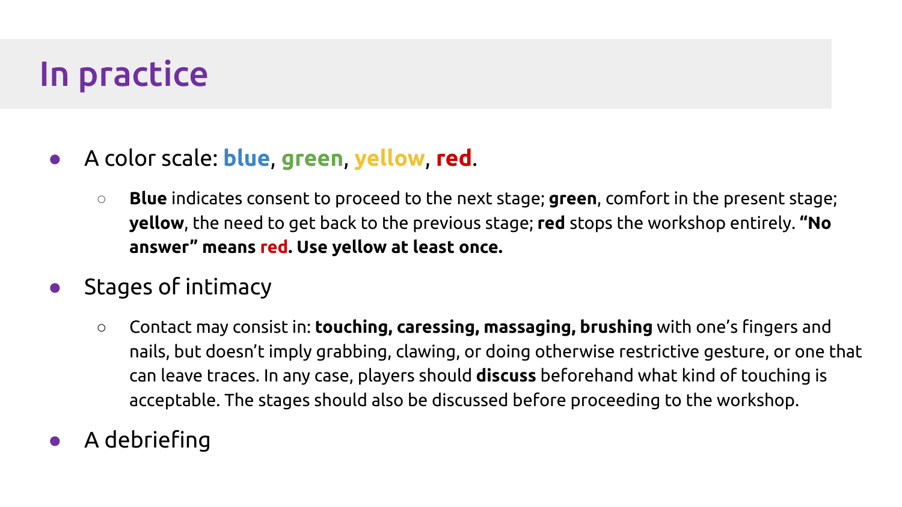# In practice

- A color scale: **blue**, **green**, **yellow**, **red**.
  - **Blue** indicates consent to proceed to the next stage; **green**, comfort in the present stage; **yellow**, the need to get back to the previous stage; **red** stops the workshop entirely. **"No answer" means red. Use yellow at least once.**
- Stages of intimacy
  - Contact may consist in: **touching, caressing, massaging, brushing** with one's fingers and nails, but doesn't imply grabbing, clawing, or doing otherwise restrictive gesture, or one that can leave traces. In any case, players should **discuss** beforehand what kind of touching is acceptable. The stages should also be discussed before proceeding to the workshop.
- A debriefing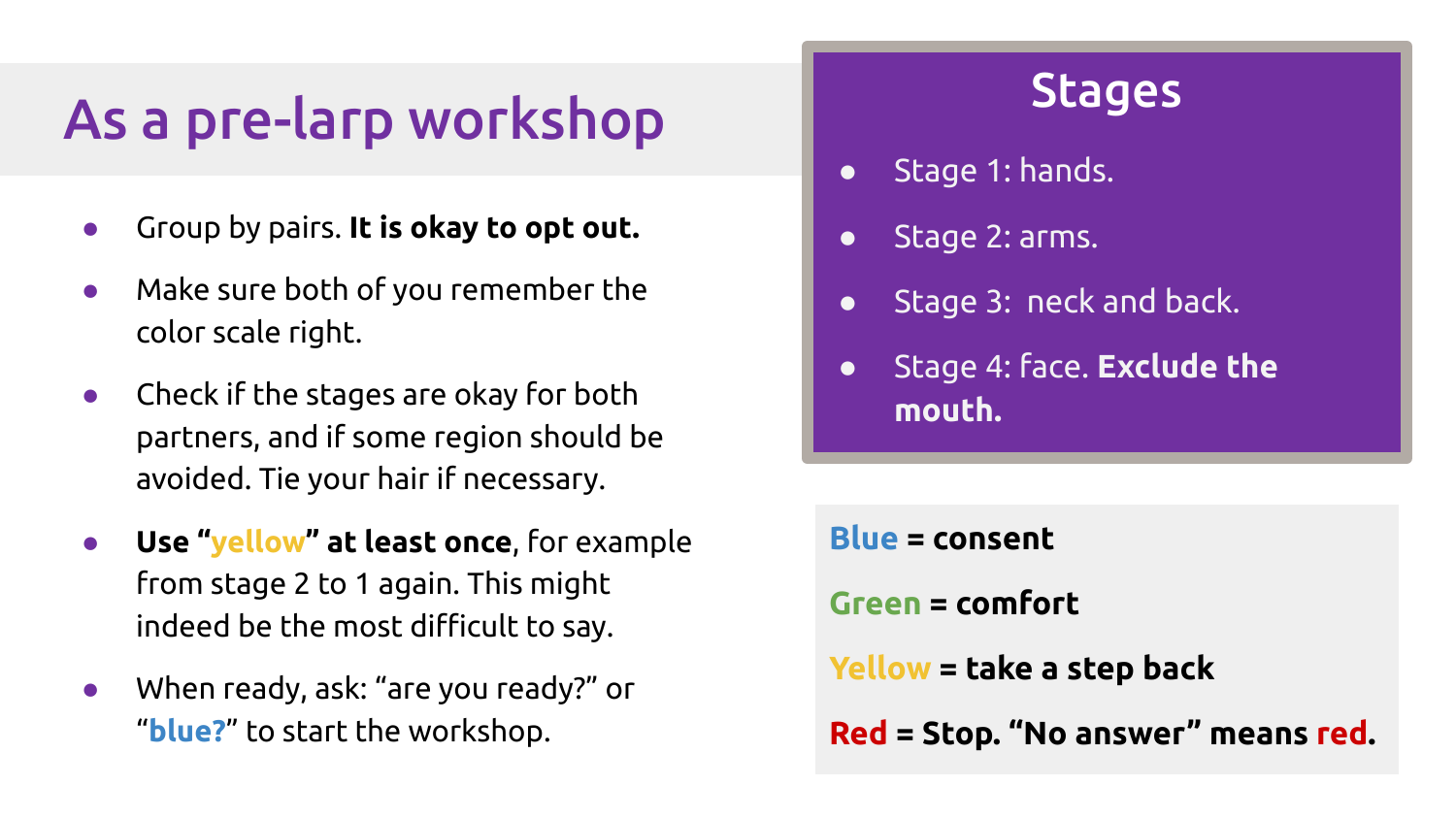# As a pre-larp workshop

- Group by pairs. **It is okay to opt out.**
- Make sure both of you remember the color scale right.
- Check if the stages are okay for both partners, and if some region should be avoided. Tie your hair if necessary.
- **Use "yellow" at least once**, for example from stage 2 to 1 again. This might indeed be the most difficult to say.
- When ready, ask: "are you ready?" or "**blue?**" to start the workshop.

## Stages

- Stage 1: hands.
- Stage 2: arms.
- Stage 3: neck and back.
- Stage 4: face. **Exclude the mouth.**

**Blue = consent**

**Green = comfort**

**Yellow = take a step back**

**Red = Stop. "No answer" means red.**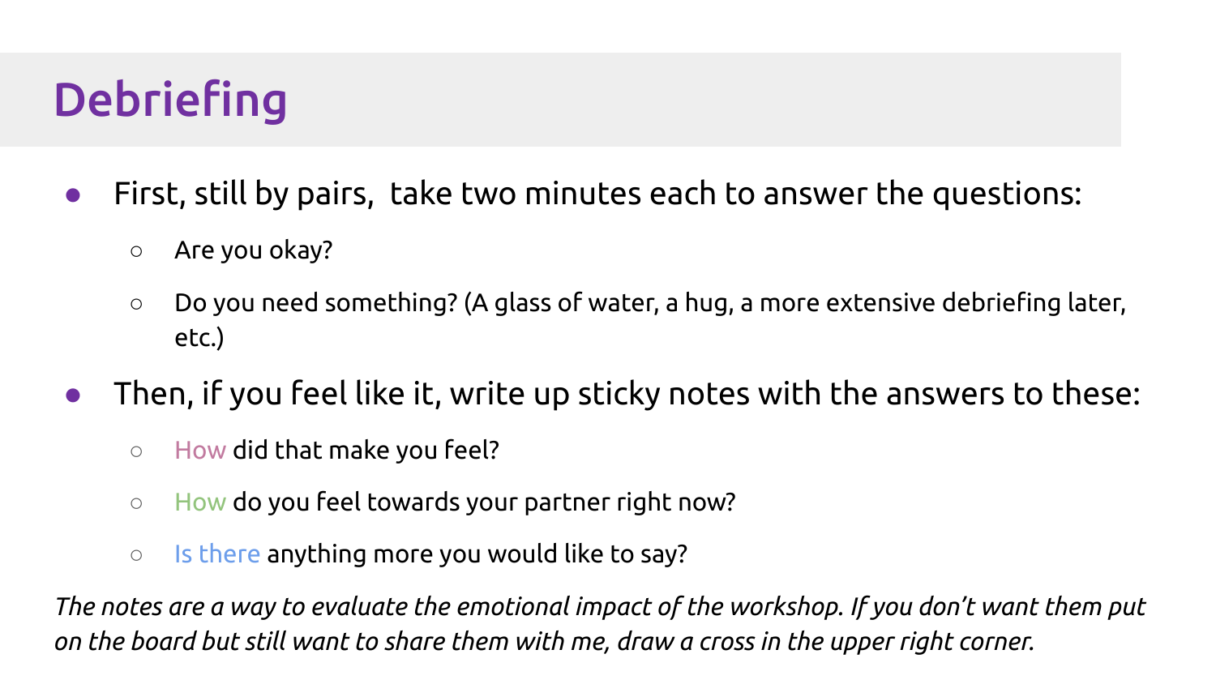# Debriefing

- First, still by pairs,  take two minutes each to answer the questions:
  - Are you okay?
  - Do you need something? (A glass of water, a hug, a more extensive debriefing later, etc.)
- Then, if you feel like it, write up sticky notes with the answers to these:
  - How did that make you feel?
  - How do you feel towards your partner right now?
  - Is there anything more you would like to say?

*The notes are a way to evaluate the emotional impact of the workshop. If you don't want them put on the board but still want to share them with me, draw a cross in the upper right corner.*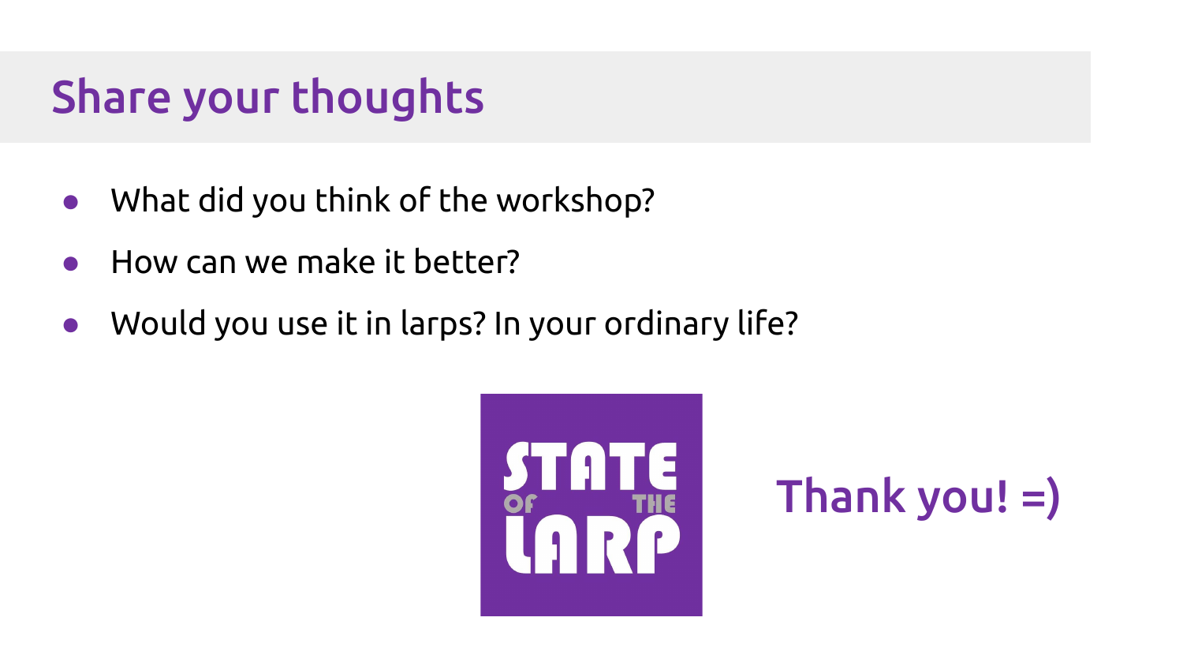# Share your thoughts

- What did you think of the workshop?
- How can we make it better?
- Would you use it in larps? In your ordinary life?

STATE OF THE LARP

Thank you! =)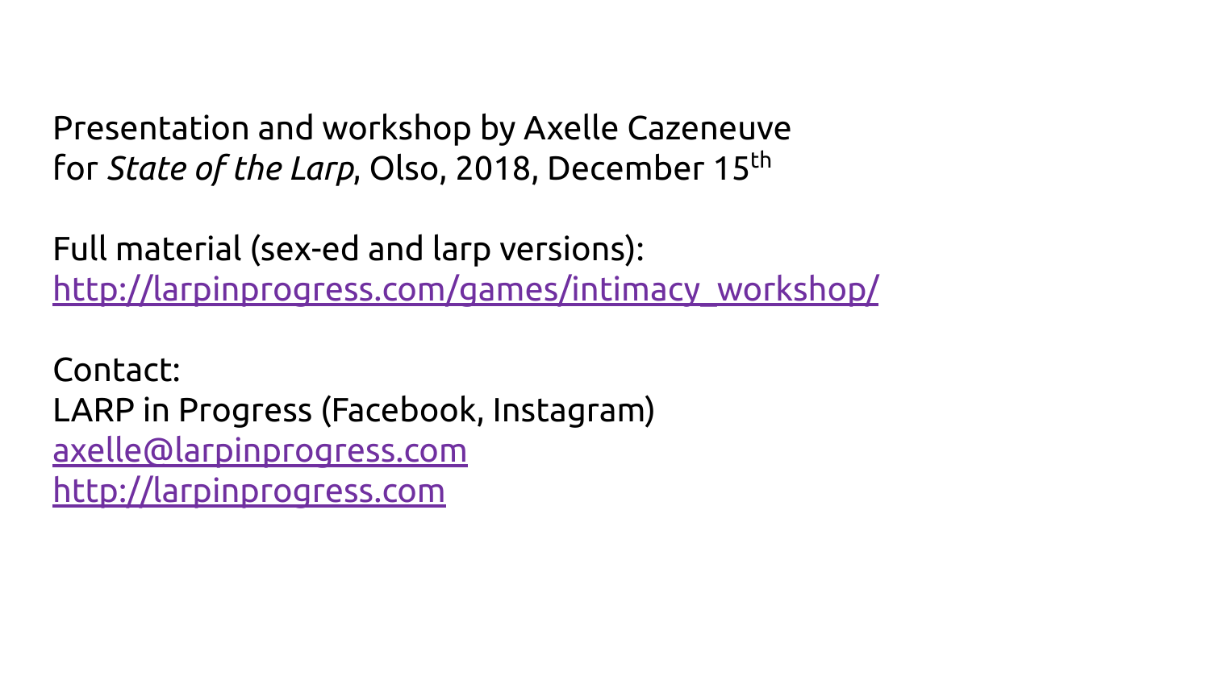Presentation and workshop by Axelle Cazeneuve
for *State of the Larp*, Olso, 2018, December 15th

Full material (sex-ed and larp versions):
http://larpinprogress.com/games/intimacy_workshop/

Contact:
LARP in Progress (Facebook, Instagram)
axelle@larpinprogress.com
http://larpinprogress.com